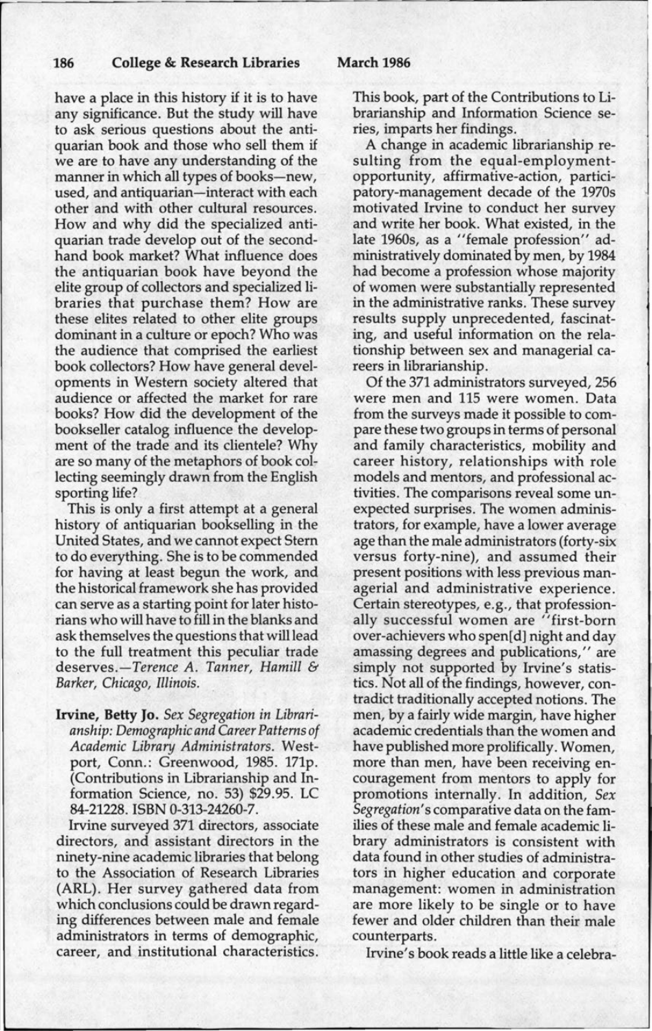have a place in this history if it is to have any significance. But the study will have to ask serious questions about the antiquarian book and those who sell them if we are to have any understanding of the manner in which all types of books—new, used, and antiquarian—interact with each other and with other cultural resources. How and why did the specialized antiquarian trade develop out of the secondhand book market? What influence does the antiquarian book have beyond the elite group of collectors and specialized libraries that purchase them? How are these elites related to other elite groups dominant in a culture or epoch? Who was the audience that comprised the earliest book collectors? How have general developments in Western society altered that audience or affected the market for rare books? How did the development of the bookseller catalog influence the development of the trade and its clientele? Why are so many of the metaphors of book collecting seemingly drawn from the English sporting life?

This is only a first attempt at a general history of antiquarian bookselling in the United States, and we cannot expect Stern to do everything. She is to be commended for having at least begun the work, and the historical framework she has provided can serve as a starting point for later historians who will have to fill in the blanks and ask themselves the questions that will lead to the full treatment this peculiar trade deserves.—*Terence A. Tanner, Hamill & Barker, Chicago, Illinois.*

**Irvine, Betty Jo.** *Sex Segregation in Librarianship: Demographic and Career Patterns of Academic Library Administrators.* Westport, Conn.: Greenwood, 1985. 171p. (Contributions in Librarianship and Information Science, no. 53) $29.95. LC 84-21228. ISBN 0-313-24260-7.

Irvine surveyed 371 directors, associate directors, and assistant directors in the ninety-nine academic libraries that belong to the Association of Research Libraries (ARL). Her survey gathered data from which conclusions could be drawn regarding differences between male and female administrators in terms of demographic, career, and institutional characteristics. This book, part of the Contributions to Librarianship and Information Science series, imparts her findings.

A change in academic librarianship resulting from the equal-employment-opportunity, affirmative-action, participatory-management decade of the 1970s motivated Irvine to conduct her survey and write her book. What existed, in the late 1960s, as a "female profession" administratively dominated by men, by 1984 had become a profession whose majority of women were substantially represented in the administrative ranks. These survey results supply unprecedented, fascinating, and useful information on the relationship between sex and managerial careers in librarianship.

Of the 371 administrators surveyed, 256 were men and 115 were women. Data from the surveys made it possible to compare these two groups in terms of personal and family characteristics, mobility and career history, relationships with role models and mentors, and professional activities. The comparisons reveal some unexpected surprises. The women administrators, for example, have a lower average age than the male administrators (forty-six versus forty-nine), and assumed their present positions with less previous managerial and administrative experience. Certain stereotypes, e.g., that professionally successful women are "first-born over-achievers who spen[d] night and day amassing degrees and publications," are simply not supported by Irvine's statistics. Not all of the findings, however, contradict traditionally accepted notions. The men, by a fairly wide margin, have higher academic credentials than the women and have published more prolifically. Women, more than men, have been receiving encouragement from mentors to apply for promotions internally. In addition, *Sex Segregation*'s comparative data on the families of these male and female academic library administrators is consistent with data found in other studies of administrators in higher education and corporate management: women in administration are more likely to be single or to have fewer and older children than their male counterparts.

Irvine's book reads a little like a celebra-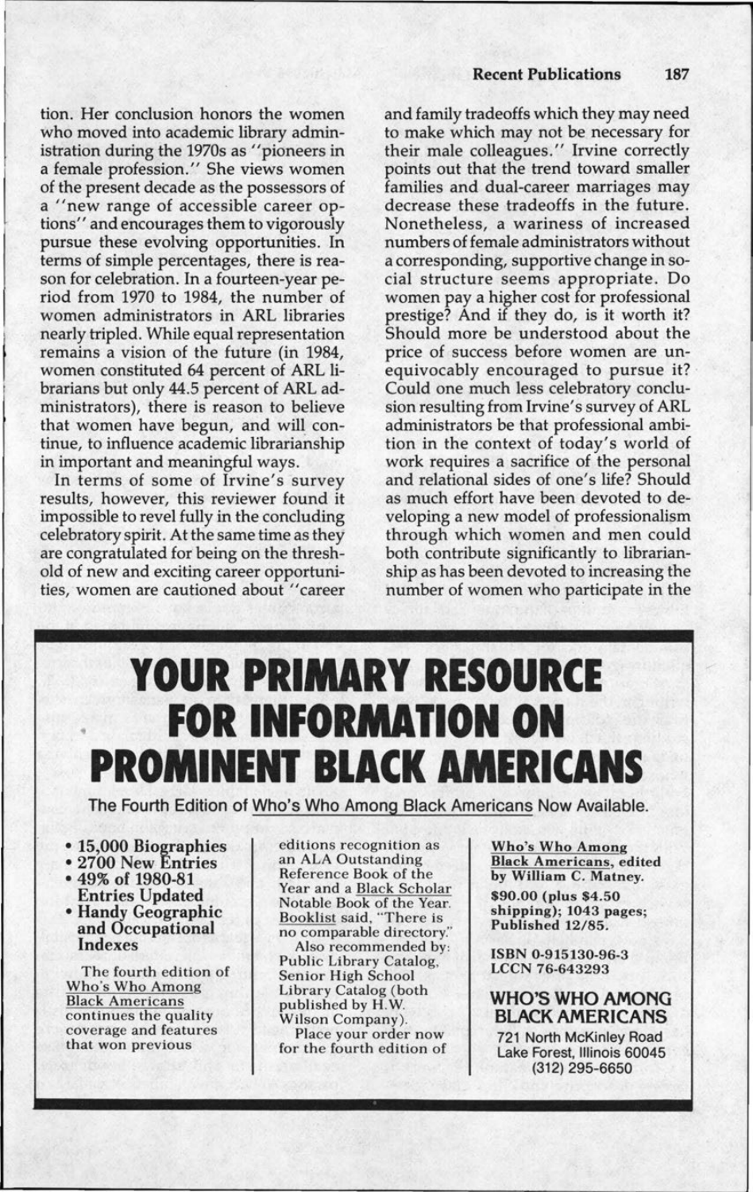tion. Her conclusion honors the women who moved into academic library administration during the 1970s as "pioneers in a female profession." She views women of the present decade as the possessors of a "new range of accessible career options" and encourages them to vigorously pursue these evolving opportunities. In terms of simple percentages, there is reason for celebration. In a fourteen-year period from 1970 to 1984, the number of women administrators in ARL libraries nearly tripled. While equal representation remains a vision of the future (in 1984, women constituted 64 percent of ARL librarians but only 44.5 percent of ARL administrators), there is reason to believe that women have begun, and will continue, to influence academic librarianship in important and meaningful ways.

In terms of some of Irvine's survey results, however, this reviewer found it impossible to revel fully in the concluding celebratory spirit. At the same time as they are congratulated for being on the threshold of new and exciting career opportunities, women are cautioned about "career and family tradeoffs which they may need to make which may not be necessary for their male colleagues." Irvine correctly points out that the trend toward smaller families and dual-career marriages may decrease these tradeoffs in the future. Nonetheless, a wariness of increased numbers of female administrators without a corresponding, supportive change in social structure seems appropriate. Do women pay a higher cost for professional prestige? And if they do, is it worth it? Should more be understood about the price of success before women are unequivocably encouraged to pursue it? Could one much less celebratory conclusion resulting from Irvine's survey of ARL administrators be that professional ambition in the context of today's world of work requires a sacrifice of the personal and relational sides of one's life? Should as much effort have been devoted to developing a new model of professionalism through which women and men could both contribute significantly to librarianship as has been devoted to increasing the number of women who participate in the

---

# YOUR PRIMARY RESOURCE FOR INFORMATION ON PROMINENT BLACK AMERICANS

The Fourth Edition of Who's Who Among Black Americans Now Available.

- **15,000 Biographies**
- **2700 New Entries**
- **49% of 1980-81 Entries Updated**
- **Handy Geographic and Occupational Indexes**

The fourth edition of Who's Who Among Black Americans continues the quality coverage and features that won previous editions recognition as an ALA Outstanding Reference Book of the Year and a Black Scholar Notable Book of the Year. Booklist said, "There is no comparable directory."

Also recommended by: Public Library Catalog, Senior High School Library Catalog (both published by H.W. Wilson Company).

Place your order now for the fourth edition of

**Who's Who Among Black Americans, edited by William C. Matney.**

**$90.00 (plus $4.50 shipping); 1043 pages; Published 12/85.**

**ISBN 0-915130-96-3**
**LCCN 76-643293**

**WHO'S WHO AMONG BLACK AMERICANS**
721 North McKinley Road
Lake Forest, Illinois 60045
(312) 295-6650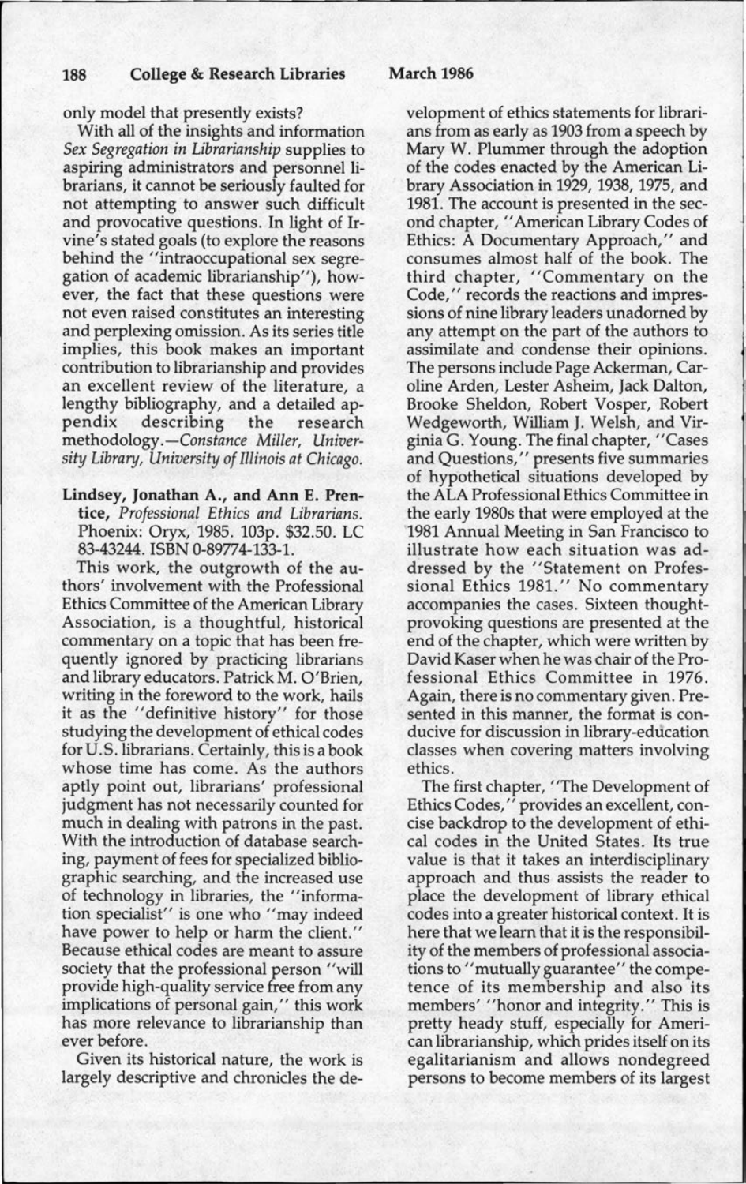only model that presently exists?

With all of the insights and information *Sex Segregation in Librarianship* supplies to aspiring administrators and personnel librarians, it cannot be seriously faulted for not attempting to answer such difficult and provocative questions. In light of Irvine's stated goals (to explore the reasons behind the "intraoccupational sex segregation of academic librarianship"), however, the fact that these questions were not even raised constitutes an interesting and perplexing omission. As its series title implies, this book makes an important contribution to librarianship and provides an excellent review of the literature, a lengthy bibliography, and a detailed appendix describing the research methodology.—*Constance Miller, University Library, University of Illinois at Chicago.*

**Lindsey, Jonathan A., and Ann E. Prentice,** *Professional Ethics and Librarians.* Phoenix: Oryx, 1985. 103p. $32.50. LC 83-43244. ISBN 0-89774-133-1.

This work, the outgrowth of the authors' involvement with the Professional Ethics Committee of the American Library Association, is a thoughtful, historical commentary on a topic that has been frequently ignored by practicing librarians and library educators. Patrick M. O'Brien, writing in the foreword to the work, hails it as the "definitive history" for those studying the development of ethical codes for U.S. librarians. Certainly, this is a book whose time has come. As the authors aptly point out, librarians' professional judgment has not necessarily counted for much in dealing with patrons in the past. With the introduction of database searching, payment of fees for specialized bibliographic searching, and the increased use of technology in libraries, the "information specialist" is one who "may indeed have power to help or harm the client." Because ethical codes are meant to assure society that the professional person "will provide high-quality service free from any implications of personal gain," this work has more relevance to librarianship than ever before.

Given its historical nature, the work is largely descriptive and chronicles the development of ethics statements for librarians from as early as 1903 from a speech by Mary W. Plummer through the adoption of the codes enacted by the American Library Association in 1929, 1938, 1975, and 1981. The account is presented in the second chapter, "American Library Codes of Ethics: A Documentary Approach," and consumes almost half of the book. The third chapter, "Commentary on the Code," records the reactions and impressions of nine library leaders unadorned by any attempt on the part of the authors to assimilate and condense their opinions. The persons include Page Ackerman, Caroline Arden, Lester Asheim, Jack Dalton, Brooke Sheldon, Robert Vosper, Robert Wedgeworth, William J. Welsh, and Virginia G. Young. The final chapter, "Cases and Questions," presents five summaries of hypothetical situations developed by the ALA Professional Ethics Committee in the early 1980s that were employed at the 1981 Annual Meeting in San Francisco to illustrate how each situation was addressed by the "Statement on Professional Ethics 1981." No commentary accompanies the cases. Sixteen thought-provoking questions are presented at the end of the chapter, which were written by David Kaser when he was chair of the Professional Ethics Committee in 1976. Again, there is no commentary given. Presented in this manner, the format is conducive for discussion in library-education classes when covering matters involving ethics.

The first chapter, "The Development of Ethics Codes," provides an excellent, concise backdrop to the development of ethical codes in the United States. Its true value is that it takes an interdisciplinary approach and thus assists the reader to place the development of library ethical codes into a greater historical context. It is here that we learn that it is the responsibility of the members of professional associations to "mutually guarantee" the competence of its membership and also its members' "honor and integrity." This is pretty heady stuff, especially for American librarianship, which prides itself on its egalitarianism and allows nondegreed persons to become members of its largest